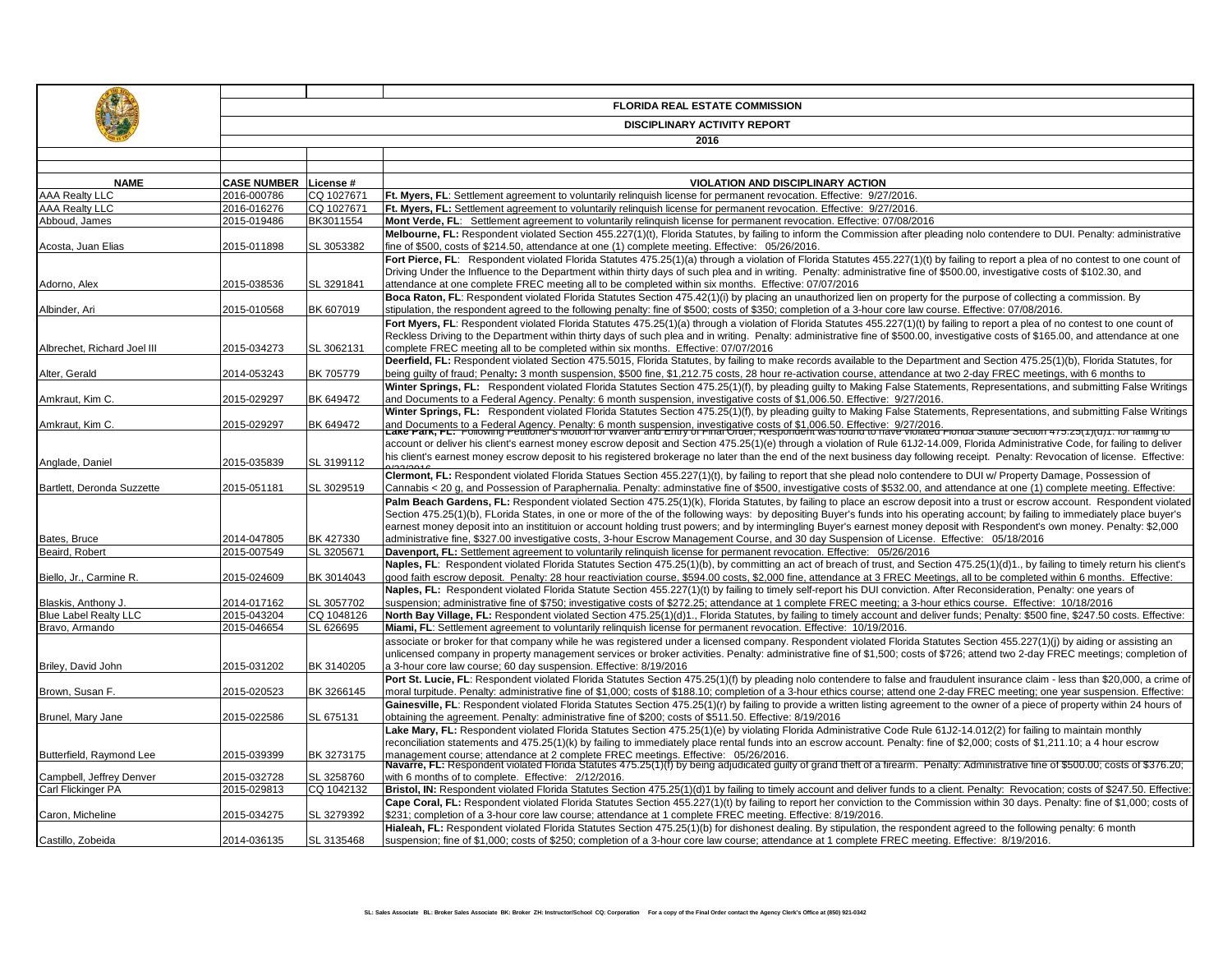# FLORIDA REAL ESTATE COMMISSION

## DISCIPLINARY ACTIVITY REPORT

## 2016

| NAME | CASE NUMBER | License # | VIOLATION AND DISCIPLINARY ACTION |
|---|---|---|---|
| AAA Realty LLC | 2016-000786 | CQ 1027671 | **Ft. Myers, FL**: Settlement agreement to voluntarily relinquish license for permanent revocation. Effective: 9/27/2016. |
| AAA Realty LLC | 2016-016276 | CQ 1027671 | **Ft. Myers, FL:** Settlement agreement to voluntarily relinquish license for permanent revocation. Effective: 9/27/2016. |
| Abboud, James | 2015-019486 | BK3011554 | **Mont Verde, FL**: Settlement agreement to voluntarily relinquish license for permanent revocation. Effective: 07/08/2016 |
| Acosta, Juan Elias | 2015-011898 | SL 3053382 | **Melbourne, FL:** Respondent violated Section 455.227(1)(t), Florida Statutes, by failing to inform the Commission after pleading nolo contendere to DUI. Penalty: administrative fine of $500, costs of $214.50, attendance at one (1) complete meeting. Effective: 05/26/2016. |
| Adorno, Alex | 2015-038536 | SL 3291841 | **Fort Pierce, FL**: Respondent violated Florida Statutes 475.25(1)(a) through a violation of Florida Statutes 455.227(1)(t) by failing to report a plea of no contest to one count of Driving Under the Influence to the Department within thirty days of such plea and in writing. Penalty: administrative fine of $500.00, investigative costs of $102.30, and attendance at one complete FREC meeting all to be completed within six months. Effective: 07/07/2016 |
| Albinder, Ari | 2015-010568 | BK 607019 | **Boca Raton, FL**: Respondent violated Florida Statutes Section 475.42(1)(i) by placing an unauthorized lien on property for the purpose of collecting a commission. By stipulation, the respondent agreed to the following penalty: fine of $500; costs of $350; completion of a 3-hour core law course. Effective: 07/08/2016. |
| Albrechet, Richard Joel III | 2015-034273 | SL 3062131 | **Fort Myers, FL**: Respondent violated Florida Statutes 475.25(1)(a) through a violation of Florida Statutes 455.227(1)(t) by failing to report a plea of no contest to one count of Reckless Driving to the Department within thirty days of such plea and in writing. Penalty: administrative fine of $500.00, investigative costs of $165.00, and attendance at one complete FREC meeting all to be completed within six months. Effective: 07/07/2016 |
| Alter, Gerald | 2014-053243 | BK 705779 | **Deerfield, FL:** Respondent violated Section 475.5015, Florida Statutes, by failing to make records available to the Department and Section 475.25(1)(b), Florida Statutes, for being guilty of fraud; Penalty**:** 3 month suspension, $500 fine, $1,212.75 costs, 28 hour re-activation course, attendance at two 2-day FREC meetings, with 6 months to |
| Amkraut, Kim C. | 2015-029297 | BK 649472 | **Winter Springs, FL:** Respondent violated Florida Statutes Section 475.25(1)(f), by pleading guilty to Making False Statements, Representations, and submitting False Writings and Documents to a Federal Agency. Penalty: 6 month suspension, investigative costs of $1,006.50. Effective: 9/27/2016. |
| Amkraut, Kim C. | 2015-029297 | BK 649472 | **Winter Springs, FL:** Respondent violated Florida Statutes Section 475.25(1)(f), by pleading guilty to Making False Statements, Representations, and submitting False Writings and Documents to a Federal Agency. Penalty: 6 month suspension, investigative costs of $1,006.50. Effective: 9/27/2016. |
| Anglade, Daniel | 2015-035839 | SL 3199112 | **Lake Park, FL:** Following Petitioner's Motion for Waiver and Entry of Final Order, Respondent was found to have violated Florida Statute Section 475.25(1)(d)1. for failing to account or deliver his client's earnest money escrow deposit and Section 475.25(1)(e) through a violation of Rule 61J2-14.009, Florida Administrative Code, for failing to deliver his client's earnest money escrow deposit to his registered brokerage no later than the end of the next business day following receipt. Penalty: Revocation of license. Effective: 9/23/2016 |
| Bartlett, Deronda Suzzette | 2015-051181 | SL 3029519 | **Clermont, FL:** Respondent violated Florida Statues Section 455.227(1)(t), by failing to report that she plead nolo contendere to DUI w/ Property Damage, Possession of Cannabis < 20 g, and Possession of Paraphernalia. Penalty: adminstative fine of $500, investigative costs of $532.00, and attendance at one (1) complete meeting. Effective: |
| Bates, Bruce | 2014-047805 | BK 427330 | **Palm Beach Gardens, FL:** Respondent violated Section 475.25(1)(k), Florida Statutes, by failing to place an escrow deposit into a trust or escrow account. Respondent violated Section 475.25(1)(b), FLorida States, in one or more of the of the following ways: by depositing Buyer's funds into his operating account; by failing to immediately place buyer's earnest money deposit into an instititution or account holding trust powers; and by intermingling Buyer's earnest money deposit with Respondent's own money. Penalty: $2,000 administrative fine, $327.00 investigative costs, 3-hour Escrow Management Course, and 30 day Suspension of License. Effective: 05/18/2016 |
| Beaird, Robert | 2015-007549 | SL 3205671 | **Davenport, FL:** Settlement agreement to voluntarily relinquish license for permanent revocation. Effective: 05/26/2016 |
| Biello, Jr., Carmine R. | 2015-024609 | BK 3014043 | **Naples, FL**: Respondent violated Florida Statutes Section 475.25(1)(b), by committing an act of breach of trust, and Section 475.25(1)(d)1., by failing to timely return his client's good faith escrow deposit. Penalty: 28 hour reactiviation course, $594.00 costs, $2,000 fine, attendance at 3 FREC Meetings, all to be completed within 6 months. Effective: |
| Blaskis, Anthony J. | 2014-017162 | SL 3057702 | **Naples, FL:** Respondent violated Florida Statute Section 455.227(1)(t) by failing to timely self-report his DUI conviction. After Reconsideration, Penalty: one years of suspension; administrative fine of $750; investigative costs of $272.25; attendance at 1 complete FREC meeting; a 3-hour ethics course. Effective: 10/18/2016 |
| Blue Label Realty LLC | 2015-043204 | CQ 1048126 | **North Bay Village, FL:** Respondent violated Section 475.25(1)(d)1., Florida Statutes, by failing to timely account and deliver funds; Penalty: $500 fine, $247.50 costs. Effective: |
| Bravo, Armando | 2015-046654 | SL 626695 | **Miami, FL**: Settlement agreement to voluntarily relinquish license for permanent revocation. Effective: 10/19/2016. |
| Briley, David John | 2015-031202 | BK 3140205 | associate or broker for that company while he was registered under a licensed company. Respondent violated Florida Statutes Section 455.227(1)(j) by aiding or assisting an unlicensed company in property management services or broker activities. Penalty: administrative fine of $1,500; costs of $726; attend two 2-day FREC meetings; completion of a 3-hour core law course; 60 day suspension. Effective: 8/19/2016 |
| Brown, Susan F. | 2015-020523 | BK 3266145 | **Port St. Lucie, FL**: Respondent violated Florida Statutes Section 475.25(1)(f) by pleading nolo contendere to false and fraudulent insurance claim - less than $20,000, a crime of moral turpitude. Penalty: administrative fine of $1,000; costs of $188.10; completion of a 3-hour ethics course; and attend one 2-day FREC meeting; one year suspension. Effective: |
| Brunel, Mary Jane | 2015-022586 | SL 675131 | **Gainesville, FL**: Respondent violated Florida Statutes Section 475.25(1)(r) by failing to provide a written listing agreement to the owner of a piece of property within 24 hours of obtaining the agreement. Penalty: administrative fine of $200; costs of $511.50. Effective: 8/19/2016 |
| Butterfield, Raymond Lee | 2015-039399 | BK 3273175 | **Lake Mary, FL:** Respondent violated Florida Statutes Section 475.25(1)(e) by violating Florida Administrative Code Rule 61J2-14.012(2) for failing to maintain monthly reconciliation statements and 475.25(1)(k) by failing to immediately place rental funds into an escrow account. Penalty: fine of $2,000; costs of $1,211.10; a 4 hour escrow management course; attendance at 2 complete FREC meetings. Effective: 05/26/2016. |
| Campbell, Jeffrey Denver | 2015-032728 | SL 3258760 | **Navarre, FL:** Respondent violated Florida Statutes 475.25(1)(f) by being adjudicated guilty of grand theft of a firearm. Penalty: Administrative fine of $500.00; costs of $376.20; with 6 months of to complete. Effective: 2/12/2016. |
| Carl Flickinger PA | 2015-029813 | CQ 1042132 | **Bristol, IN:** Respondent violated Florida Statutes Section 475.25(1)(d)1 by failing to timely account and deliver funds to a client. Penalty: Revocation; costs of $247.50. Effective: |
| Caron, Micheline | 2015-034275 | SL 3279392 | **Cape Coral, FL:** Respondent violated Florida Statutes Section 455.227(1)(t) by failing to report her conviction to the Commission within 30 days. Penalty: fine of $1,000; costs of $231; completion of a 3-hour core law course; attendance at 1 complete FREC meeting. Effective: 8/19/2016. |
| Castillo, Zobeida | 2014-036135 | SL 3135468 | **Hialeah, FL:** Respondent violated Florida Statutes Section 475.25(1)(b) for dishonest dealing. By stipulation, the respondent agreed to the following penalty: 6 month suspension; fine of $1,000; costs of $250; completion of a 3-hour core law course; attendance at 1 complete FREC meeting. Effective: 8/19/2016. |

SL: Sales Associate BL: Broker Sales Associate BK: Broker ZH: Instructor/School CQ: Corporation For a copy of the Final Order contact the Agency Clerk's Office at (850) 921-0342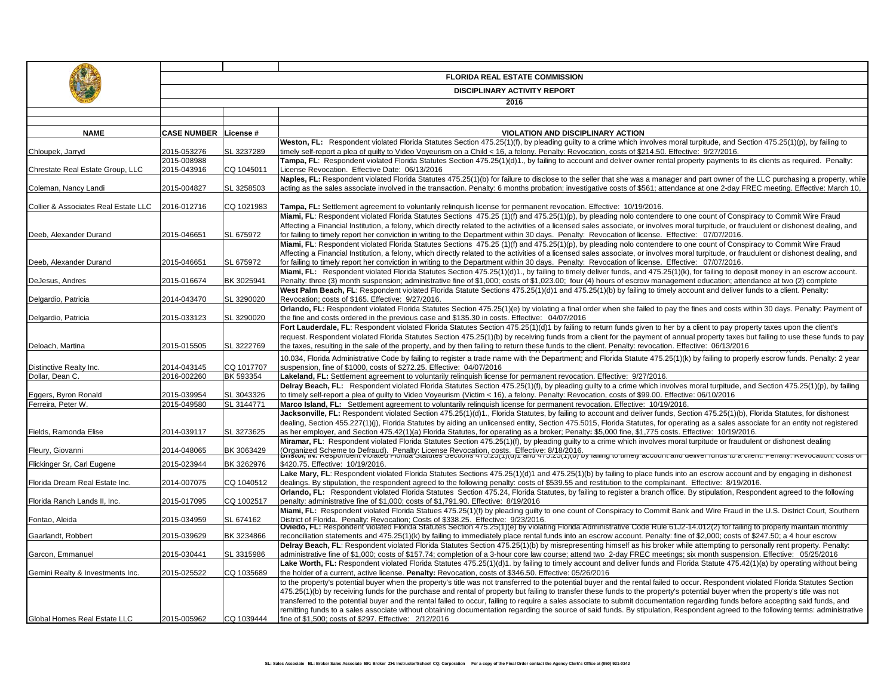**FLORIDA REAL ESTATE COMMISSION**

**DISCIPLINARY ACTIVITY REPORT**

**2016**

| NAME | CASE NUMBER | License # | VIOLATION AND DISCIPLINARY ACTION |
|---|---|---|---|
| Chloupek, Jarryd | 2015-053276 | SL 3237289 | **Weston, FL:** Respondent violated Florida Statutes Section 475.25(1)(f), by pleading guilty to a crime which involves moral turpitude, and Section 475.25(1)(p), by failing to timely self-report a plea of guilty to Video Voyeurism on a Child < 16, a felony. Penalty: Revocation, costs of $214.50. Effective: 9/27/2016. |
| Chrestate Real Estate Group, LLC | 2015-008988 2015-043916 | CQ 1045011 | **Tampa, FL**: Respondent violated Florida Statutes Section 475.25(1)(d)1., by failing to account and deliver owner rental property payments to its clients as required. Penalty: License Revocation. Effective Date: 06/13/2016 |
| Coleman, Nancy Landi | 2015-004827 | SL 3258503 | **Naples, FL:** Respondent violated Florida Statutes 475.25(1)(b) for failure to disclose to the seller that she was a manager and part owner of the LLC purchasing a property, while acting as the sales associate involved in the transaction. Penalty: 6 months probation; investigative costs of $561; attendance at one 2-day FREC meeting. Effective: March 10, |
| Collier & Associates Real Estate LLC | 2016-012716 | CQ 1021983 | **Tampa, FL:** Settlement agreement to voluntarily relinquish license for permanent revocation. Effective: 10/19/2016. |
| Deeb, Alexander Durand | 2015-046651 | SL 675972 | **Miami, FL**: Respondent violated Florida Statutes Sections 475.25 (1)(f) and 475.25(1)(p), by pleading nolo contendere to one count of Conspiracy to Commit Wire Fraud Affecting a Financial Institution, a felony, which directly related to the activities of a licensed sales associate, or involves moral turpitude, or fraudulent or dishonest dealing, and for failing to timely report her conviction in writing to the Department within 30 days. Penalty: Revocation of license. Effective: 07/07/2016. |
| Deeb, Alexander Durand | 2015-046651 | SL 675972 | **Miami, FL**: Respondent violated Florida Statutes Sections 475.25 (1)(f) and 475.25(1)(p), by pleading nolo contendere to one count of Conspiracy to Commit Wire Fraud Affecting a Financial Institution, a felony, which directly related to the activities of a licensed sales associate, or involves moral turpitude, or fraudulent or dishonest dealing, and for failing to timely report her conviction in writing to the Department within 30 days. Penalty: Revocation of license. Effective: 07/07/2016. |
| DeJesus, Andres | 2015-016674 | BK 3025941 | **Miami, FL:** Respondent violated Florida Statutes Section 475.25(1)(d)1., by failing to timely deliver funds, and 475.25(1)(k), for failing to deposit money in an escrow account. Penalty: three (3) month suspension; administrative fine of $1,000; costs of $1,023.00; four (4) hours of escrow management education; attendance at two (2) complete |
| Delgardio, Patricia | 2014-043470 | SL 3290020 | **West Palm Beach, FL**: Respondent violated Florida Statute Sections 475.25(1)(d)1 and 475.25(1)(b) by failing to timely account and deliver funds to a client. Penalty: Revocation; costs of $165. Effective: 9/27/2016. |
| Delgardio, Patricia | 2015-033123 | SL 3290020 | **Orlando, FL:** Respondent violated Florida Statutes Section 475.25(1)(e) by violating a final order when she failed to pay the fines and costs within 30 days. Penalty: Payment of the fine and costs ordered in the previous case and $135.30 in costs. Effective: 04/07/2016 |
| Deloach, Martina | 2015-015505 | SL 3222769 | **Fort Lauderdale, FL**: Respondent violated Florida Statutes Section 475.25(1)(d)1 by failing to return funds given to her by a client to pay property taxes upon the client's request. Respondent violated Florida Statutes Section 475.25(1)(b) by receiving funds from a client for the payment of annual property taxes but failing to use these funds to pay the taxes, resulting in the sale of the property, and by then failing to return these funds to the client. Penalty: revocation. Effective: 06/13/2016 |
| Distinctive Realty Inc. | 2014-043145 | CQ 1017707 | 10.034, Florida Administrative Code by failing to register a trade name with the Department; and Florida Statute 475.25(1)(k) by failing to properly escrow funds. Penalty: 2 year suspension, fine of $1000, costs of $272.25. Effective: 04/07/2016 |
| Dollar, Dean C. | 2016-002260 | BK 593354 | **Lakeland, FL:** Settlement agreement to voluntarily relinquish license for permanent revocation. Effective: 9/27/2016. |
| Eggers, Byron Ronald | 2015-039954 | SL 3043326 | **Delray Beach, FL:** Respondent violated Florida Statutes Section 475.25(1)(f), by pleading guilty to a crime which involves moral turpitude, and Section 475.25(1)(p), by failing to timely self-report a plea of guilty to Video Voyeurism (Victim < 16), a felony. Penalty: Revocation, costs of $99.00. Effective: 06/10/2016 |
| Ferreira, Peter W. | 2015-049580 | SL 3144771 | **Marco Island, FL:** Settlement agreement to voluntarily relinquish license for permanent revocation. Effective: 10/19/2016. |
| Fields, Ramonda Elise | 2014-039117 | SL 3273625 | **Jacksonville, FL:** Respondent violated Section 475.25(1)(d)1., Florida Statutes, by failing to account and deliver funds, Section 475.25(1)(b), Florida Statutes, for dishonest dealing, Section 455.227(1)(j), Florida Statutes by aiding an unlicensed entity, Section 475.5015, Florida Statutes, for operating as a sales associate for an entity not registered as her employer, and Section 475.42(1)(a) Florida Statutes, for operating as a broker; Penalty**:** $5,000 fine, $1,775 costs. Effective: 10/19/2016. |
| Fleury, Giovanni | 2014-048065 | BK 3063429 | **Miramar, FL**: Respondent violated Florida Statutes Section 475.25(1)(f), by pleading guilty to a crime which involves moral turpitude or fraudulent or dishonest dealing (Organized Scheme to Defraud). Penalty: License Revocation, costs. Effective: 8/18/2016. |
| Flickinger Sr, Carl Eugene | 2015-023944 | BK 3262976 | **Bristol, IN:** Respondent violated Florida Statutes Sections 475.25(1)(d)1 and 475.25(1)(b) by failing to timely account and deliver funds to a client. Penalty: Revocation, costs of $420.75. Effective: 10/19/2016. |
| Florida Dream Real Estate Inc. | 2014-007075 | CQ 1040512 | **Lake Mary, FL**: Respondent violated Florida Statutes Sections 475.25(1)(d)1 and 475.25(1)(b) by failing to place funds into an escrow account and by engaging in dishonest dealings. By stipulation, the respondent agreed to the following penalty: costs of $539.55 and restitution to the complainant. Effective: 8/19/2016. |
| Florida Ranch Lands II, Inc. | 2015-017095 | CQ 1002517 | **Orlando, FL:** Respondent violated Florida Statutes Section 475.24, Florida Statutes, by failing to register a branch office. By stipulation, Respondent agreed to the following penalty: administrative fine of $1,000; costs of $1,791.90. Effective: 8/19/2016 |
| Fontao, Aleida | 2015-034959 | SL 674162 | **Miami, FL:** Respondent violated Florida Statues 475.25(1)(f) by pleading guilty to one count of Conspiracy to Commit Bank and Wire Fraud in the U.S. District Court, Southern District of Florida. Penalty: Revocation; Costs of $338.25. Effective: 9/23/2016. |
| Gaarlandt, Robbert | 2015-039629 | BK 3234866 | **Oviedo, FL:** Respondent violated Florida Statutes Section 475.25(1)(e) by violating Florida Administrative Code Rule 61J2-14.012(2) for failing to properly maintain monthly reconciliation statements and 475.25(1)(k) by failing to immediately place rental funds into an escrow account. Penalty: fine of $2,000; costs of $247.50; a 4 hour escrow |
| Garcon, Emmanuel | 2015-030441 | SL 3315986 | **Delray Beach, FL**: Respondent violated Florida Statutes Section 475.25(1)(b) by misrepresenting himself as his broker while attempting to personally rent property. Penalty: administrative fine of $1,000; costs of $157.74; completion of a 3-hour core law course; attend two 2-day FREC meetings; six month suspension. Effective: 05/25/2016 |
| Gemini Realty & Investments Inc. | 2015-025522 | CQ 1035689 | **Lake Worth, FL:** Respondent violated Florida Statutes 475.25(1)(d)1. by failing to timely account and deliver funds and Florida Statute 475.42(1)(a) by operating without being the holder of a current, active license. **Penalty:** Revocation, costs of $346.50. Effective: 05/26/2016 |
| Global Homes Real Estate LLC | 2015-005962 | CQ 1039444 | to the property's potential buyer when the property's title was not transferred to the potential buyer and the rental failed to occur. Respondent violated Florida Statutes Section 475.25(1)(b) by receiving funds for the purchase and rental of property but failing to transfer these funds to the property's potential buyer when the property's title was not transferred to the potential buyer and the rental failed to occur, failing to require a sales associate to submit documentation regarding funds before accepting said funds, and remitting funds to a sales associate without obtaining documentation regarding the source of said funds. By stipulation, Respondent agreed to the following terms: administrative fine of $1,500; costs of $297. Effective: 2/12/2016 |

SL: Sales Associate BL: Broker Sales Associate BK: Broker ZH: Instructor/School CQ: Corporation For a copy of the Final Order contact the Agency Clerk's Office at (850) 921-0342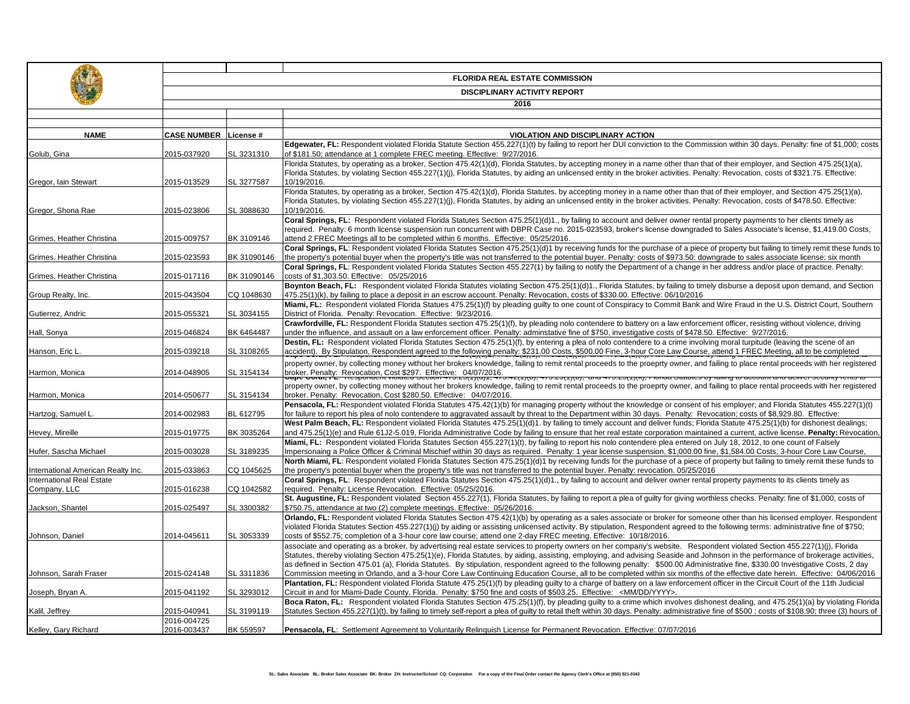# FLORIDA REAL ESTATE COMMISSION

## DISCIPLINARY ACTIVITY REPORT

### 2016

| NAME | CASE NUMBER | License # | VIOLATION AND DISCIPLINARY ACTION |
|---|---|---|---|
| Golub, Gina | 2015-037920 | SL 3231310 | **Edgewater, FL:** Respondent violated Florida Statute Section 455.227(1)(t) by failing to report her DUI conviction to the Commission within 30 days. Penalty: fine of $1,000; costs of $181.50; attendance at 1 complete FREC meeting. Effective: 9/27/2016. |
| Gregor, Iain Stewart | 2015-013529 | SL 3277587 | Florida Statutes, by operating as a broker, Section 475.42(1)(d), Florida Statutes, by accepting money in a name other than that of their employer, and Section 475.25(1)(a), Florida Statutes, by violating Section 455.227(1)(j), Florida Statutes, by aiding an unlicensed entity in the broker activities. Penalty: Revocation, costs of $321.75. Effective: 10/19/2016. |
| Gregor, Shona Rae | 2015-023806 | SL 3088630 | Florida Statutes, by operating as a broker, Section 475.42(1)(d), Florida Statutes, by accepting money in a name other than that of their employer, and Section 475.25(1)(a), Florida Statutes, by violating Section 455.227(1)(j), Florida Statutes, by aiding an unlicensed entity in the broker activities. Penalty: Revocation, costs of $478.50. Effective: 10/19/2016. |
| Grimes, Heather Christina | 2015-009757 | BK 3109146 | **Coral Springs, FL:** Respondent violated Florida Statutes Section 475.25(1)(d)1., by failing to account and deliver owner rental property payments to her clients timely as required. Penalty: 6 month license suspension run concurrent with DBPR Case no. 2015-023593, broker's license downgraded to Sales Associate's license, $1,419.00 Costs, attend 2 FREC Meetings all to be completed within 6 months. Effective: 05/25/2016. |
| Grimes, Heather Christina | 2015-023593 | BK 31090146 | **Coral Springs, FL**: Respondent violated Florida Statutes Section 475.25(1)(d)1 by receiving funds for the purchase of a piece of property but failing to timely remit these funds to the property's potential buyer when the property's title was not transferred to the potential buyer. Penalty: costs of $973.50; downgrade to sales associate license; six month |
| Grimes, Heather Christina | 2015-017116 | BK 31090146 | **Coral Springs, FL**: Respondent violated Florida Statutes Section 455.227(1) by failing to notify the Department of a change in her address and/or place of practice. Penalty: costs of $1,303.50. Effective: 05/25/2016 |
| Group Realty, Inc. | 2015-043504 | CQ 1048630 | **Boynton Beach, FL:** Respondent violated Florida Statutes violating Section 475.25(1)(d)1., Florida Statutes, by failing to timely disburse a deposit upon demand, and Section 475.25(1)(k), by failing to place a deposit in an escrow account. Penalty: Revocation, costs of $330.00. Effective: 06/10/2016 |
| Gutierrez, Andric | 2015-055321 | SL 3034155 | **Miami, FL:** Respondent violated Florida Statues 475.25(1)(f) by pleading guilty to one count of Conspiracy to Commit Bank and Wire Fraud in the U.S. District Court, Southern District of Florida. Penalty: Revocation. Effective: 9/23/2016. |
| Hall, Sonya | 2015-046824 | BK 6464487 | **Crawfordville, FL:** Respondent Florida Statutes section 475.25(1)(f), by pleading nolo contendere to battery on a law enforcement officer, resisting without violence, driving under the influence, and assault on a law enforcement officer. Penalty: adminstative fine of $750, investigative costs of $478.50. Effective: 9/27/2016. |
| Hanson, Eric L. | 2015-039218 | SL 3108265 | **Destin, FL:** Respondent violated Florida Statutes Section 475.25(1)(f), by entering a plea of nolo contendere to a crime involving moral turpitude (leaving the scene of an accident). By Stipulation, Respondent agreed to the following penalty: $231.00 Costs, $500.00 Fine, 3-hour Core Law Course, attend 1 FREC Meeting, all to be completed |
| Harmon, Monica | 2014-048905 | SL 3154134 | property owner, by collecting money without her brokers knowledge, failing to remit rental proceeds to the proeprty owner, and failing to place rental proceeds with her registered broker. Penalty: Revocation, Cost $297. Effective: 04/07/2016. |
| Harmon, Monica | 2014-050677 | SL 3154134 | **Cape Coral, FL**: Respondent violated Section 475.25(1)(d)1, 475.42(1)(b), 475.25(1)(b), and 475.25(1)(k), Florida Statutes by failing to account and deliver security rents to property owner, by collecting money without her brokers knowledge, failing to remit rental proceeds to the proeprty owner, and failing to place rental proceeds with her registered broker. Penalty: Revocation, Cost $280.50. Effective: 04/07/2016. |
| Hartzog, Samuel L. | 2014-002983 | BL 612795 | **Pensacola, FL:** Respondent violated Florida Statutes 475.42(1)(b) for managing property without the knowledge or consent of his employer; and Florida Statutes 455.227(1)(t) for failure to report his plea of nolo contendere to aggravated assault by threat to the Department within 30 days. Penalty: Revocation; costs of $8,929.80. Effective: |
| Hevey, Mireille | 2015-019775 | BK 3035264 | **West Palm Beach, FL:** Respondent violated Florida Statutes 475.25(1)(d)1. by failing to timely account and deliver funds; Florida Statute 475.25(1)(b) for dishonest dealings; and 475.25(1)(e) and Rule 61J2-5.019, Florida Administrative Code by failing to ensure that her real estate corporation maintained a current, active license. **Penalty:** Revocation, |
| Hufer, Sascha Michael | 2015-003028 | SL 3189235 | **Miami, FL:** Respondent violated Florida Statutes Section 455.227(1)(t), by failing to report his nolo contendere plea entered on July 18, 2012, to one count of Falsely Impersonaing a Police Officer & Criminal Mischief within 30 days as required. Penalty: 1 year license suspension, $1,000.00 fine, $1,584.00 Costs, 3-hour Core Law Course, |
| International American Realty Inc. | 2015-033863 | CQ 1045625 | **North Miami, FL**: Respondent violated Florida Statutes Section 475.25(1)(d)1 by receiving funds for the purchase of a piece of property but failing to timely remit these funds to the property's potential buyer when the property's title was not transferred to the potential buyer. Penalty: revocation. 05/25/2016 |
| International Real Estate Company, LLC | 2015-016238 | CQ 1042582 | **Coral Springs, FL**: Respondent violated Florida Statutes Section 475.25(1)(d)1., by failing to account and deliver owner rental property payments to its clients timely as required. Penalty: License Revocation. Effective: 05/25/2016. |
| Jackson, Shantel | 2015-025497 | SL 3300382 | **St. Augustine, FL:** Respondent violated Section 455.227(1), Florida Statutes, by failing to report a plea of guilty for giving worthless checks. Penalty: fine of $1,000, costs of $750.75, attendance at two (2) complete meetings. Effective: 05/26/2016. |
| Johnson, Daniel | 2014-045611 | SL 3053339 | **Orlando, FL:** Respondent violated Florida Statutes Section 475.42(1)(b) by operating as a sales associate or broker for someone other than his licensed employer. Respondent violated Florida Statutes Section 455.227(1)(j) by aiding or assisting unlicensed activity. By stipulation, Respondent agreed to the following terms: administrative fine of $750; costs of $552.75; completion of a 3-hour core law course; attend one 2-day FREC meeting. Effective: 10/18/2016. |
| Johnson, Sarah Fraser | 2015-024148 | SL 3311836 | associate and operating as a broker, by advertising real estate services to property owners on her company's website. Respondent violated Section 455.227(1)(j), Florida Statutes, thereby violating Section 475.25(1)(e), Florida Statutes, by aiding, assisting, employing, and advising Seaside and Johnson in the performance of brokerage activities, as defined in Section 475.01 (a), Florida Statutes. By stipulation, respondent agreed to the following penalty: $500.00 Administrative fine, $330.00 Investigative Costs, 2 day Commission meeting in Orlando, and a 3-hour Core Law Continuing Education Course, all to be completed within six months of the effective date herein. Effective: 04/06/2016 |
| Joseph, Bryan A. | 2015-041192 | SL 3293012 | **Plantation, FL:** Respondent violated Florida Statute 475.25(1)(f) by pleading guilty to a charge of battery on a law enforcement officer in the Circuit Court of the 11th Judicial Circuit in and for Miami-Dade County, Florida. Penalty: $750 fine and costs of $503.25. Effective: <MM/DD/YYYY>. |
| Kalil, Jeffrey | 2015-040941 | SL 3199119 | **Boca Raton, FL:** Respondent violated Florida Statutes Section 475.25(1)(f), by pleading guilty to a crime which involves dishonest dealing, and 475.25(1)(a) by violating Florida Statutes Section 455.227(1)(t), by failing to timely self-report a plea of guilty to retail theft within 30 days. Penalty: administrative fine of $500 ; costs of $108.90; three (3) hours of |
| Kelley, Gary Richard | 2016-004725 2016-003437 | BK 559597 | **Pensacola, FL**: Settlement Agreement to Voluntarily Relinquish License for Permanent Revocation. Effective: 07/07/2016 |

SL: Sales Associate BL: Broker Sales Associate BK: Broker ZH: Instructor/School CQ: Corporation For a copy of the Final Order contact the Agency Clerk's Office at (850) 921-0342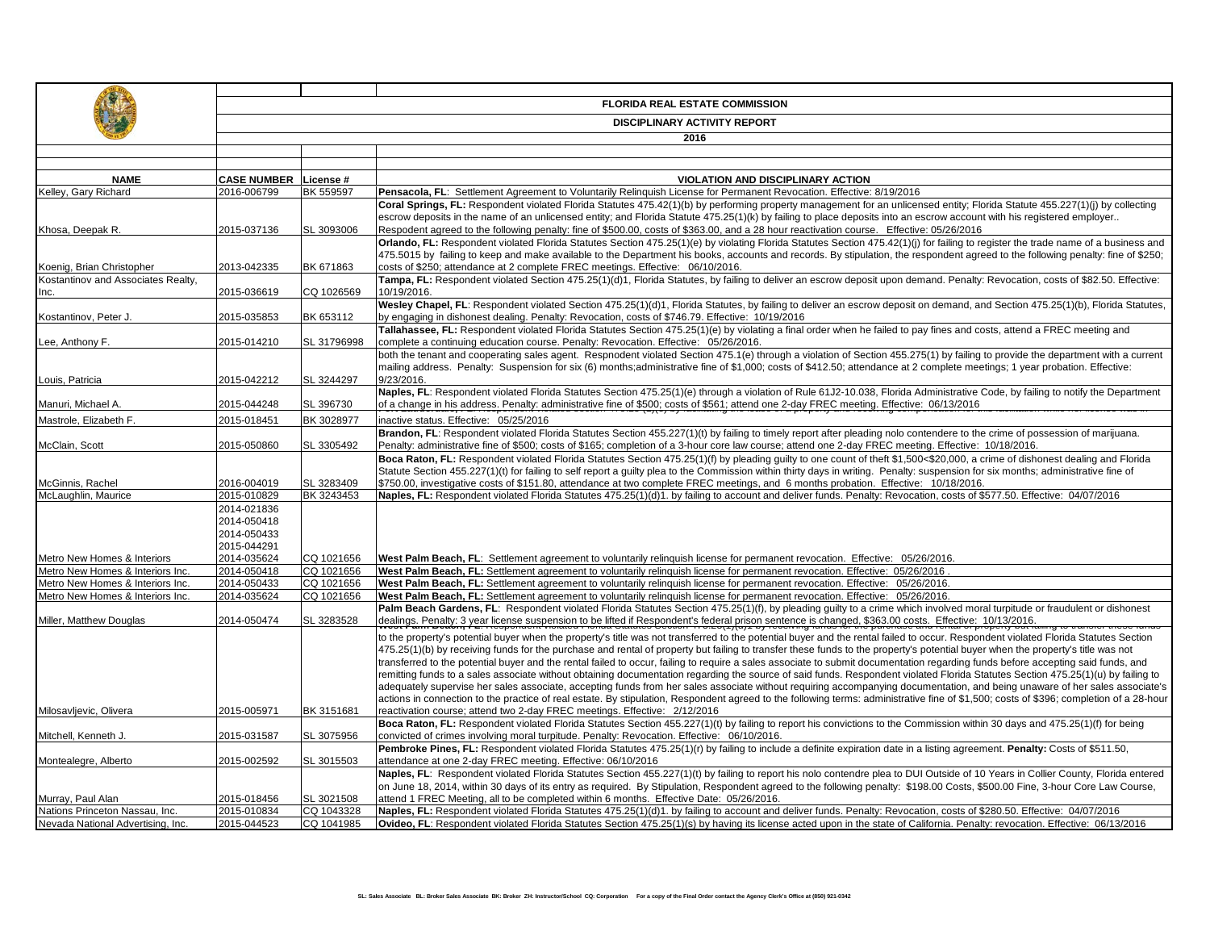**FLORIDA REAL ESTATE COMMISSION**

**DISCIPLINARY ACTIVITY REPORT**

**2016**

| NAME | CASE NUMBER | License # | VIOLATION AND DISCIPLINARY ACTION |
|---|---|---|---|
| Kelley, Gary Richard | 2016-006799 | BK 559597 | **Pensacola, FL**: Settlement Agreement to Voluntarily Relinquish License for Permanent Revocation. Effective: 8/19/2016 |
| Khosa, Deepak R. | 2015-037136 | SL 3093006 | **Coral Springs, FL:** Respondent violated Florida Statutes 475.42(1)(b) by performing property management for an unlicensed entity; Florida Statute 455.227(1)(j) by collecting escrow deposits in the name of an unlicensed entity; and Florida Statute 475.25(1)(k) by failing to place deposits into an escrow account with his registered employer.. Respondent agreed to the following penalty: fine of $500.00, costs of $363.00, and a 28 hour reactivation course. Effective: 05/26/2016 |
| Koenig, Brian Christopher | 2013-042335 | BK 671863 | **Orlando, FL:** Respondent violated Florida Statutes Section 475.25(1)(e) by violating Florida Statutes Section 475.42(1)(j) for failing to register the trade name of a business and 475.5015 by failing to keep and make available to the Department his books, accounts and records. By stipulation, the respondent agreed to the following penalty: fine of $250; costs of $250; attendance at 2 complete FREC meetings. Effective: 06/10/2016. |
| Kostantinov and Associates Realty, Inc. | 2015-036619 | CQ 1026569 | **Tampa, FL:** Respondent violated Section 475.25(1)(d)1, Florida Statutes, by failing to deliver an escrow deposit upon demand. Penalty: Revocation, costs of $82.50. Effective: 10/19/2016. |
| Kostantinov, Peter J. | 2015-035853 | BK 653112 | **Wesley Chapel, FL**: Respondent violated Section 475.25(1)(d)1, Florida Statutes, by failing to deliver an escrow deposit on demand, and Section 475.25(1)(b), Florida Statutes, by engaging in dishonest dealing. Penalty: Revocation, costs of $746.79. Effective: 10/19/2016 |
| Lee, Anthony F. | 2015-014210 | SL 31796998 | **Tallahassee, FL:** Respondent violated Florida Statutes Section 475.25(1)(e) by violating a final order when he failed to pay fines and costs, attend a FREC meeting and complete a continuing education course. Penalty: Revocation. Effective: 05/26/2016. |
| Louis, Patricia | 2015-042212 | SL 3244297 | both the tenant and cooperating sales agent. Respnodent violated Section 475.1(e) through a violation of Section 455.275(1) by failing to provide the department with a current mailing address. Penalty: Suspension for six (6) months;administrative fine of $1,000; costs of $412.50; attendance at 2 complete meetings; 1 year probation. Effective: 9/23/2016. |
| Manuri, Michael A. | 2015-044248 | SL 396730 | **Naples, FL**: Respondent violated Florida Statutes Section 475.25(1)(e) through a violation of Rule 61J2-10.038, Florida Administrative Code, by failing to notify the Department of a change in his address. Penalty: administrative fine of $500; costs of $561; attend one 2-day FREC meeting. Effective: 06/13/2016 |
| Mastrole, Elizabeth F. | 2015-018451 | BK 3028977 | inactive status. Effective: 05/25/2016 |
| McClain, Scott | 2015-050860 | SL 3305492 | **Brandon, FL:** Respondent violated Florida Statutes Section 455.227(1)(t) by failing to timely report after pleading nolo contendere to the crime of possession of marijuana. Penalty: administrative fine of $500; costs of $165; completion of a 3-hour core law course; attend one 2-day FREC meeting. Effective: 10/18/2016. |
| McGinnis, Rachel | 2016-004019 | SL 3283409 | **Boca Raton, FL:** Respondent violated Florida Statutes Section 475.25(1)(f) by pleading guilty to one count of theft $1,500<$20,000, a crime of dishonest dealing and Florida Statute Section 455.227(1)(t) for failing to self report a guilty plea to the Commission within thirty days in writing. Penalty: suspension for six months; administrative fine of $750.00, investigative costs of $151.80, attendance at two complete FREC meetings, and 6 months probation. Effective: 10/18/2016. |
| McLaughlin, Maurice | 2015-010829 | BK 3243453 | **Naples, FL:** Respondent violated Florida Statutes 475.25(1)(d)1. by failing to account and deliver funds. Penalty: Revocation, costs of $577.50. Effective: 04/07/2016 |
| Metro New Homes & Interiors | 2014-021836<br>2014-050418<br>2014-050433<br>2015-044291<br>2014-035624 | CQ 1021656 | **West Palm Beach, FL**: Settlement agreement to voluntarily relinquish license for permanent revocation. Effective: 05/26/2016. |
| Metro New Homes & Interiors Inc. | 2014-050418 | CQ 1021656 | **West Palm Beach, FL:** Settlement agreement to voluntarily relinquish license for permanent revocation. Effective: 05/26/2016 . |
| Metro New Homes & Interiors Inc. | 2014-050433 | CQ 1021656 | **West Palm Beach, FL:** Settlement agreement to voluntarily relinquish license for permanent revocation. Effective: 05/26/2016. |
| Metro New Homes & Interiors Inc. | 2014-035624 | CQ 1021656 | **West Palm Beach, FL:** Settlement agreement to voluntarily relinquish license for permanent revocation. Effective: 05/26/2016. |
| Miller, Matthew Douglas | 2014-050474 | SL 3283528 | **Palm Beach Gardens, FL**: Respondent violated Florida Statutes Section 475.25(1)(f), by pleading guilty to a crime which involved moral turpitude or fraudulent or dishonest dealings. Penalty: 3 year license suspension to be lifted if Respondent's federal prison sentence is changed, $363.00 costs. Effective: 10/13/2016. |
| Milosavljevic, Olivera | 2015-005971 | BK 3151681 | to the property's potential buyer when the property's title was not transferred to the potential buyer and the rental failed to occur. Respondent violated Florida Statutes Section 475.25(1)(b) by receiving funds for the purchase and rental of property but failing to transfer these funds to the property's potential buyer when the property's title was not transferred to the potential buyer and the rental failed to occur, failing to require a sales associate to submit documentation regarding funds before accepting said funds, and remitting funds to a sales associate without obtaining documentation regarding the source of said funds. Respondent violated Florida Statutes Section 475.25(1)(u) by failing to adequately supervise her sales associate, accepting funds from her sales associate without requiring accompanying documentation, and being unaware of her sales associate's actions in connection to the practice of real estate. By stipulation, Respondent agreed to the following terms: administrative fine of $1,500; costs of $396; completion of a 28-hour reactivation course; attend two 2-day FREC meetings. Effective: 2/12/2016 |
| Mitchell, Kenneth J. | 2015-031587 | SL 3075956 | **Boca Raton, FL:** Respondent violated Florida Statutes Section 455.227(1)(t) by failing to report his convictions to the Commission within 30 days and 475.25(1)(f) for being convicted of crimes involving moral turpitude. Penalty: Revocation. Effective: 06/10/2016. |
| Montealegre, Alberto | 2015-002592 | SL 3015503 | **Pembroke Pines, FL:** Respondent violated Florida Statutes 475.25(1)(r) by failing to include a definite expiration date in a listing agreement. **Penalty:** Costs of $511.50, attendance at one 2-day FREC meeting. Effective: 06/10/2016 |
| Murray, Paul Alan | 2015-018456 | SL 3021508 | **Naples, FL**: Respondent violated Florida Statutes Section 455.227(1)(t) by failing to report his nolo contendre plea to DUI Outside of 10 Years in Collier County, Florida entered on June 18, 2014, within 30 days of its entry as required. By Stipulation, Respondent agreed to the following penalty: $198.00 Costs, $500.00 Fine, 3-hour Core Law Course, attend 1 FREC Meeting, all to be completed within 6 months. Effective Date: 05/26/2016. |
| Nations Princeton Nassau, Inc. | 2015-010834 | CQ 1043328 | **Naples, FL:** Respondent violated Florida Statutes 475.25(1)(d)1. by failing to account and deliver funds. Penalty: Revocation, costs of $280.50. Effective: 04/07/2016 |
| Nevada National Advertising, Inc. | 2015-044523 | CQ 1041985 | **Ovideo, FL**: Respondent violated Florida Statutes Section 475.25(1)(s) by having its license acted upon in the state of California. Penalty: revocation. Effective: 06/13/2016 |

SL: Sales Associate BL: Broker Sales Associate BK: Broker ZH: Instructor/School CQ: Corporation For a copy of the Final Order contact the Agency Clerk's Office at (850) 921-0342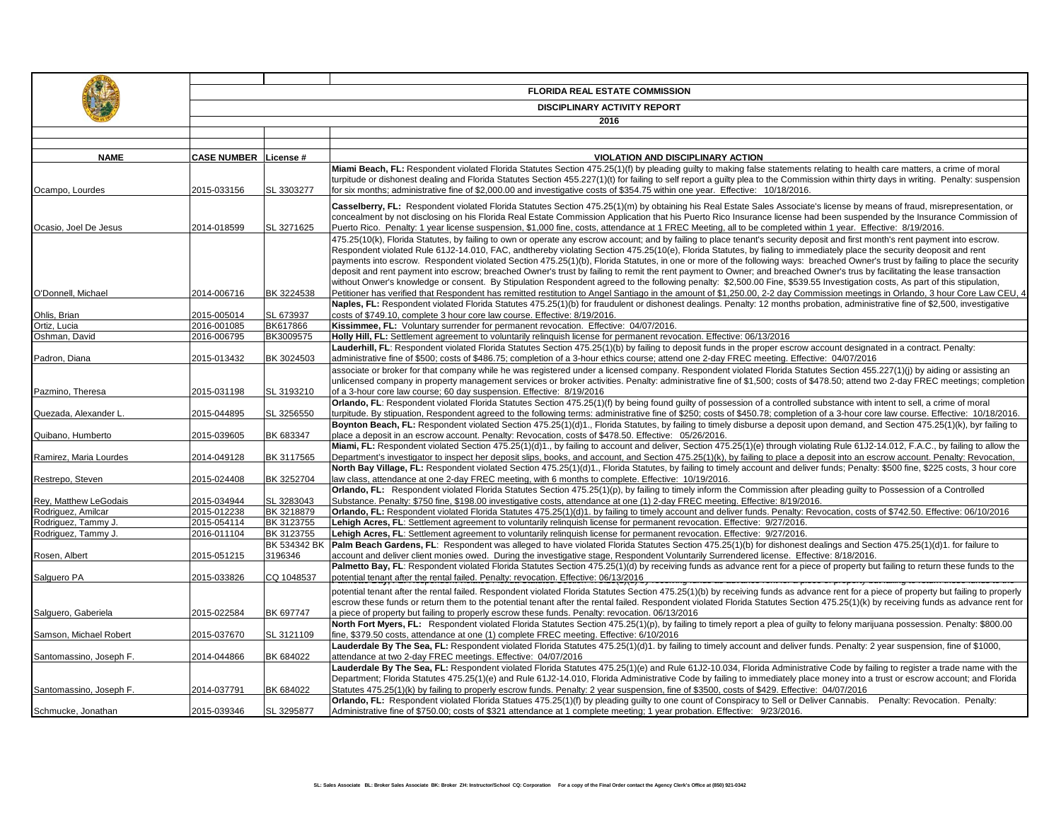**FLORIDA REAL ESTATE COMMISSION**

**DISCIPLINARY ACTIVITY REPORT**

**2016**

| NAME | CASE NUMBER | License # | VIOLATION AND DISCIPLINARY ACTION |
|---|---|---|---|
| Ocampo, Lourdes | 2015-033156 | SL 3303277 | **Miami Beach, FL:** Respondent violated Florida Statutes Section 475.25(1)(f) by pleading guilty to making false statements relating to health care matters, a crime of moral turpitude or dishonest dealing and Florida Statutes Section 455.227(1)(t) for failing to self report a guilty plea to the Commission within thirty days in writing. Penalty: suspension for six months; administrative fine of $2,000.00 and investigative costs of $354.75 within one year. Effective: 10/18/2016. |
| Ocasio, Joel De Jesus | 2014-018599 | SL 3271625 | **Casselberry, FL:** Respondent violated Florida Statutes Section 475.25(1)(m) by obtaining his Real Estate Sales Associate's license by means of fraud, misrepresentation, or concealment by not disclosing on his Florida Real Estate Commission Application that his Puerto Rico Insurance license had been suspended by the Insurance Commission of Puerto Rico. Penalty: 1 year license suspension, $1,000 fine, costs, attendance at 1 FREC Meeting, all to be completed within 1 year. Effective: 8/19/2016. |
| O'Donnell, Michael | 2014-006716 | BK 3224538 | 475.25(10(k), Florida Statutes, by failing to own or operate any escrow account; and by failing to place tenant's security deposit and first month's rent payment into escrow. Respondent violated Rule 61J2-14.010, FAC, andthereby violating Section 475.25(10(e), Florida Statutes, by fialing to immediately place the security deposit and rent payments into escrow. Respondent violated Section 475.25(1)(b), Florida Statutes, in one or more of the following ways: breached Owner's trust by failing to place the security deposit and rent payment into escrow; breached Owner's trust by failing to remit the rent payment to Owner; and breached Owner's trus by facilitating the lease transaction without Onwer's knowledge or consent. By Stipulation Respondent agreed to the following penalty: $2,500.00 Fine, $539.55 Investigation costs, As part of this stipulation, Petitioner has verified that Respondent has remitted restitution to Angel Santiago in the amount of $1,250.00, 2-2 day Commission meetings in Orlando, 3 hour Core Law CEU, 4 |
| Ohlis, Brian | 2015-005014 | SL 673937 | **Naples, FL:** Respondent violated Florida Statutes 475.25(1)(b) for fraudulent or dishonest dealings. Penalty: 12 months probation, administrative fine of $2,500, investigative costs of $749.10, complete 3 hour core law course. Effective: 8/19/2016. |
| Ortiz, Lucia | 2016-001085 | BK617866 | **Kissimmee, FL:** Voluntary surrender for permanent revocation. Effective: 04/07/2016. |
| Oshman, David | 2016-006795 | BK3009575 | **Holly Hill, FL:** Settlement agreement to voluntarily relinquish license for permanent revocation. Effective: 06/13/2016 |
| Padron, Diana | 2015-013432 | BK 3024503 | **Lauderhill, FL**: Respondent violated Florida Statutes Section 475.25(1)(b) by failing to deposit funds in the proper escrow account designated in a contract. Penalty: administrative fine of $500; costs of $486.75; completion of a 3-hour ethics course; attend one 2-day FREC meeting. Effective: 04/07/2016 |
| Pazmino, Theresa | 2015-031198 | SL 3193210 | associate or broker for that company while he was registered under a licensed company. Respondent violated Florida Statutes Section 455.227(1)(j) by aiding or assisting an unlicensed company in property management services or broker activities. Penalty: administrative fine of $1,500; costs of $478.50; attend two 2-day FREC meetings; completion of a 3-hour core law course; 60 day suspension. Effective: 8/19/2016 |
| Quezada, Alexander L. | 2015-044895 | SL 3256550 | **Orlando, FL**: Respondent violated Florida Statutes Section 475.25(1)(f) by being found guilty of possession of a controlled substance with intent to sell, a crime of moral turpitude. By stipulation, Respondent agreed to the following terms: administrative fine of $250; costs of $450.78; completion of a 3-hour core law course. Effective: 10/18/2016. |
| Quibano, Humberto | 2015-039605 | BK 683347 | **Boynton Beach, FL:** Respondent violated Section 475.25(1)(d)1., Florida Statutes, by failing to timely disburse a deposit upon demand, and Section 475.25(1)(k), byr failing to place a deposit in an escrow account. Penalty: Revocation, costs of $478.50. Effective: 05/26/2016. |
| Ramirez, Maria Lourdes | 2014-049128 | BK 3117565 | **Miami, FL:** Respondent violated Section 475.25(1)(d)1., by failing to account and deliver, Section 475.25(1)(e) through violating Rule 61J2-14.012, F.A.C., by failing to allow the Department's investigator to inspect her deposit slips, books, and account, and Section 475.25(1)(k), by failing to place a deposit into an escrow account. Penalty: Revocation, |
| Restrepo, Steven | 2015-024408 | BK 3252704 | **North Bay Village, FL:** Respondent violated Section 475.25(1)(d)1., Florida Statutes, by failing to timely account and deliver funds; Penalty: $500 fine, $225 costs, 3 hour core law class, attendance at one 2-day FREC meeting, with 6 months to complete. Effective: 10/19/2016. |
| Rey, Matthew LeGodais | 2015-034944 | SL 3283043 | **Orlando, FL:** Respondent violated Florida Statutes Section 475.25(1)(p), by failing to timely inform the Commission after pleading guilty to Possession of a Controlled Substance. Penalty: $750 fine, $198.00 investigative costs, attendance at one (1) 2-day FREC meeting. Effective: 8/19/2016. |
| Rodriguez, Amilcar | 2015-012238 | BK 3218879 | **Orlando, FL:** Respondent violated Florida Statutes 475.25(1)(d)1. by failing to timely account and deliver funds. Penalty: Revocation, costs of $742.50. Effective: 06/10/2016 |
| Rodriguez, Tammy J. | 2015-054114 | BK 3123755 | **Lehigh Acres, FL**: Settlement agreement to voluntarily relinquish license for permanent revocation. Effective: 9/27/2016. |
| Rodriguez, Tammy J. | 2016-011104 | BK 3123755 | **Lehigh Acres, FL**: Settlement agreement to voluntarily relinquish license for permanent revocation. Effective: 9/27/2016. |
| Rosen, Albert | 2015-051215 | BK 534342 BK 3196346 | **Palm Beach Gardens, FL**: Respondent was alleged to have violated Florida Statutes Section 475.25(1)(b) for dishonest dealings and Section 475.25(1)(d)1. for failure to account and deliver client monies owed. During the investigative stage, Respondent Voluntarily Surrendered license. Effective: 8/18/2016. |
| Salguero PA | 2015-033826 | CQ 1048537 | **Palmetto Bay, FL**: Respondent violated Florida Statutes Section 475.25(1)(d) by receiving funds as advance rent for a piece of property but failing to return these funds to the potential tenant after the rental failed. Penalty: revocation. Effective: 06/13/2016 |
| Salguero, Gaberiela | 2015-022584 | BK 697747 | potential tenant after the rental failed. Respondent violated Florida Statutes Section 475.25(1)(b) by receiving funds as advance rent for a piece of property but failing to properly escrow these funds or return them to the potential tenant after the rental failed. Respondent violated Florida Statutes Section 475.25(1)(k) by receiving funds as advance rent for a piece of property but failing to properly escrow these funds. Penalty: revocation. 06/13/2016 |
| Samson, Michael Robert | 2015-037670 | SL 3121109 | **North Fort Myers, FL:** Respondent violated Florida Statutes Section 475.25(1)(p), by failing to timely report a plea of guilty to felony marijuana possession. Penalty: $800.00 fine, $379.50 costs, attendance at one (1) complete FREC meeting. Effective: 6/10/2016 |
| Santomassino, Joseph F. | 2014-044866 | BK 684022 | **Lauderdale By The Sea, FL:** Respondent violated Florida Statutes 475.25(1)(d)1. by failing to timely account and deliver funds. Penalty: 2 year suspension, fine of $1000, attendance at two 2-day FREC meetings. Effective: 04/07/2016 |
| Santomassino, Joseph F. | 2014-037791 | BK 684022 | **Lauderdale By The Sea, FL:** Respondent violated Florida Statutes 475.25(1)(e) and Rule 61J2-10.034, Florida Administrative Code by failing to register a trade name with the Department; Florida Statutes 475.25(1)(e) and Rule 61J2-14.010, Florida Administrative Code by failing to immediately place money into a trust or escrow account; and Florida Statutes 475.25(1)(k) by failing to properly escrow funds. Penalty: 2 year suspension, fine of $3500, costs of $429. Effective: 04/07/2016 |
| Schmucke, Jonathan | 2015-039346 | SL 3295877 | **Orlando, FL:** Respondent violated Florida Statues 475.25(1)(f) by pleading guilty to one count of Conspiracy to Sell or Deliver Cannabis. Penalty: Revocation. Penalty: Administrative fine of $750.00; costs of $321 attendance at 1 complete meeting; 1 year probation. Effective: 9/23/2016. |

SL: Sales Associate BL: Broker Sales Associate BK: Broker ZH: Instructor/School CQ: Corporation For a copy of the Final Order contact the Agency Clerk's Office at (850) 921-0342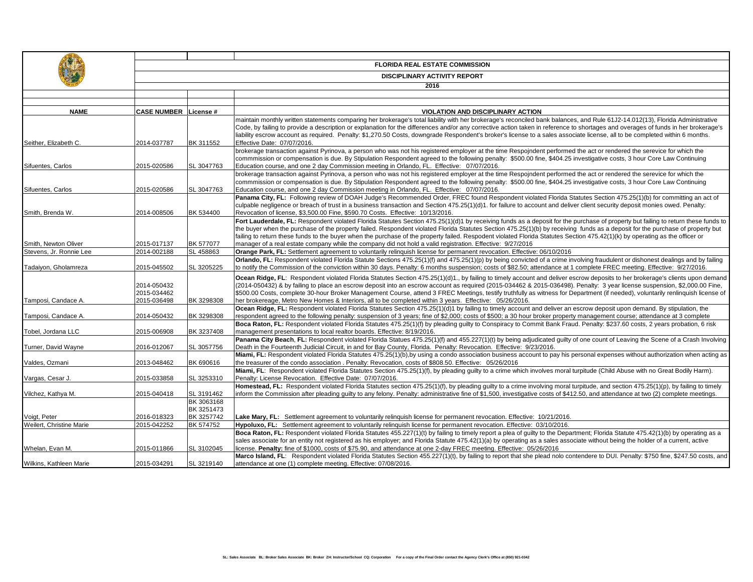**FLORIDA REAL ESTATE COMMISSION**

**DISCIPLINARY ACTIVITY REPORT**

**2016**

| NAME | CASE NUMBER | License # | VIOLATION AND DISCIPLINARY ACTION |
|---|---|---|---|
| Seither, Elizabeth C. | 2014-037787 | BK 311552 | maintain monthly written statements comparing her brokerage's total liability with her brokerage's reconciled bank balances, and Rule 61J2-14.012(13), Florida Administrative Code, by failing to provide a description or explanation for the differences and/or any corrective action taken in reference to shortages and overages of funds in her brokerage's liability escrow account as required. Penalty: $1,270.50 Costs, downgrade Respondent's broker's license to a sales associate license, all to be completed within 6 months. Effective Date: 07/07/2016. |
| Sifuentes, Carlos | 2015-020586 | SL 3047763 | brokerage transaction against Pyrinova, a person who was not his registered employer at the time Respojndent performed the act or rendered the serevice for which the commmission or compensation is due. By Stipulation Respondent agreed to the following penalty: $500.00 fine, $404.25 investigative costs, 3 hour Core Law Continuing Education course, and one 2 day Commission meeting in Orlando, FL. Effective: 07/07/2016. |
| Sifuentes, Carlos | 2015-020586 | SL 3047763 | brokerage transaction against Pyrinova, a person who was not his registered employer at the time Respojndent performed the act or rendered the serevice for which the commmission or compensation is due. By Stipulation Respondent agreed to the following penalty: $500.00 fine, $404.25 investigative costs, 3 hour Core Law Continuing Education course, and one 2 day Commission meeting in Orlando, FL. Effective: 07/07/2016. |
| Smith, Brenda W. | 2014-008506 | BK 534400 | **Panama City, FL:** Following review of DOAH Judge's Recommended Order, FREC found Respondent violated Florida Statutes Section 475.25(1)(b) for committing an act of culpable negligence or breach of trust in a business transaction and Section 475.25(1)(d)1. for failure to account and deliver client security deposit monies owed. Penalty: Revocation of license, $3,500.00 Fine, $590.70 Costs. Effective: 10/13/2016. |
| Smith, Newton Oliver | 2015-017137 | BK 577077 | **Fort Lauderdale, FL:** Respondent violated Florida Statutes Section 475.25(1)(d)1 by receiving funds as a deposit for the purchase of property but failing to return these funds to the buyer when the purchase of the property failed. Respondent violated Florida Statutes Section 475.25(1)(b) by receiving funds as a deposit for the purchase of property but failing to return these funds to the buyer when the purchase of the property failed. Respodent violated Florida Statutes Section 475.42(1)(k) by operating as the officer or manager of a real estate company while the company did not hold a valid registration. Effective: 9/27/2016 |
| Stevens, Jr. Ronnie Lee | 2014-002188 | SL 458863 | **Orange Park, FL:** Settlement agreement to voluntarily relinquish license for permanent revocation. Effective: 06/10/2016 |
| Tadaiyon, Gholamreza | 2015-045502 | SL 3205225 | **Orlando, FL:** Respondent violated Florida Statute Sections 475.25(1)(f) and 475.25(1)(p) by being convicted of a crime involving fraudulent or dishonest dealings and by failing to notify the Commission of the conviction within 30 days. Penalty: 6 months suspension; costs of $82.50; attendance at 1 complete FREC meeting. Effective: 9/27/2016. |
| Tamposi, Candace A. | 2014-050432<br>2015-034462<br>2015-036498 | BK 3298308 | **Ocean Ridge, FL**: Respondent violated Florida Statutes Section 475.25(1)(d)1., by failing to timely account and deliver escrow deposits to her brokerage's clients upon demand (2014-050432) & by failing to place an escrow deposit into an escrow account as required (2015-034462 & 2015-036498). Penalty: 3 year license suspension, $2,000.00 Fine, $500.00 Costs, complete 30-hour Broker Management Course, attend 3 FREC Meetings, testify truthfully as witness for Department (if needed), voluntarily renlinquish license of her brokereage, Metro New Homes & Interiors, all to be completed within 3 years. Effective: 05/26/2016. |
| Tamposi, Candace A. | 2014-050432 | BK 3298308 | **Ocean Ridge, FL:** Respondent violated Florida Statutes Section 475.25(1)(d)1 by failing to timely account and deliver an escrow deposit upon demand. By stipulation, the respondent agreed to the following penalty: suspension of 3 years; fine of $2,000; costs of $500; a 30 hour broker property management course; attendance at 3 complete |
| Tobel, Jordana LLC | 2015-006908 | BK 3237408 | **Boca Raton, FL:** Respondent violated Florida Statutes 475.25(1)(f) by pleading guilty to Conspiracy to Commit Bank Fraud. Penalty: $237.60 costs, 2 years probation, 6 risk management presentations to local realtor boards. Effective: 8/19/2016. |
| Turner, David Wayne | 2016-012067 | SL 3057756 | **Panama City Beach**, **FL:** Respondent violated Florida Statues 475.25(1)(f) and 455.227(1)(t) by being adjudicated guilty of one count of Leaving the Scene of a Crash Involving Death in the Fourteenth Judicial Circuit, in and for Bay County, Florida. Penalty: Revocation. Effective: 9/23/2016. |
| Valdes, Ozmani | 2013-048462 | BK 690616 | **Miami, FL:** Respondent violated Florida Statutes 475.25(1)(b),by using a condo association business account to pay his personal expenses without authorization when acting as the treasurer of the condo association . Penalty: Revocation, costs of $808.50. Effective: 05/26/2016 |
| Vargas, Cesar J. | 2015-033858 | SL 3253310 | **Miami, FL**: Respondent violated Florida Statutes Section 475.25(1)(f), by pleading guilty to a crime which involves moral turpitude (Child Abuse with no Great Bodily Harm). Penalty: License Revocation. Effective Date: 07/07/2016. |
| Vilchez, Kathya M. | 2015-040418 | SL 3191462 | **Homestead, FL:** Respondent violated Florida Statutes section 475.25(1)(f), by pleading guilty to a crime involving moral turpitude, and section 475.25(1)(p), by failing to timely inform the Commission after pleading guilty to any felony. Penalty: administrative fine of $1,500, investigative costs of $412.50, and attendance at two (2) complete meetings. |
| Voigt, Peter | 2016-018323 | BK 3063168<br>BK 3251473<br>BK 3257742 | **Lake Mary, FL:** Settlement agreement to voluntarily relinquish license for permanent revocation. Effective: 10/21/2016. |
| Weilert, Christine Marie | 2015-042252 | BK 574752 | **Hypoluxo, FL:** Settlement agreement to voluntarily relinquish license for permanent revocation. Effective: 03/10/2016. |
| Whelan, Evan M. | 2015-011866 | SL 3102045 | **Boca Raton, FL:** Respondent violated Florida Statutes 455.227(1)(t) by failing to timely report a plea of guilty to the Department; Florida Statute 475.42(1)(b) by operating as a sales associate for an entity not registered as his employer; and Florida Statute 475.42(1)(a) by operating as a sales associate without being the holder of a current, active license. **Penalty:** fine of $1000, costs of $75.90, and attendance at one 2-day FREC meeting. Effective: 05/26/2016 |
| Wilkins, Kathleen Marie | 2015-034291 | SL 3219140 | **Marco Island, FL**: Respondent violated Florida Statutes Section 455.227(1)(t), by failing to report that she plead nolo contendere to DUI. Penalty: $750 fine, $247.50 costs, and attendance at one (1) complete meeting. Effective: 07/08/2016. |

SL: Sales Associate BL: Broker Sales Associate BK: Broker ZH: Instructor/School CQ: Corporation For a copy of the Final Order contact the Agency Clerk's Office at (850) 921-0342